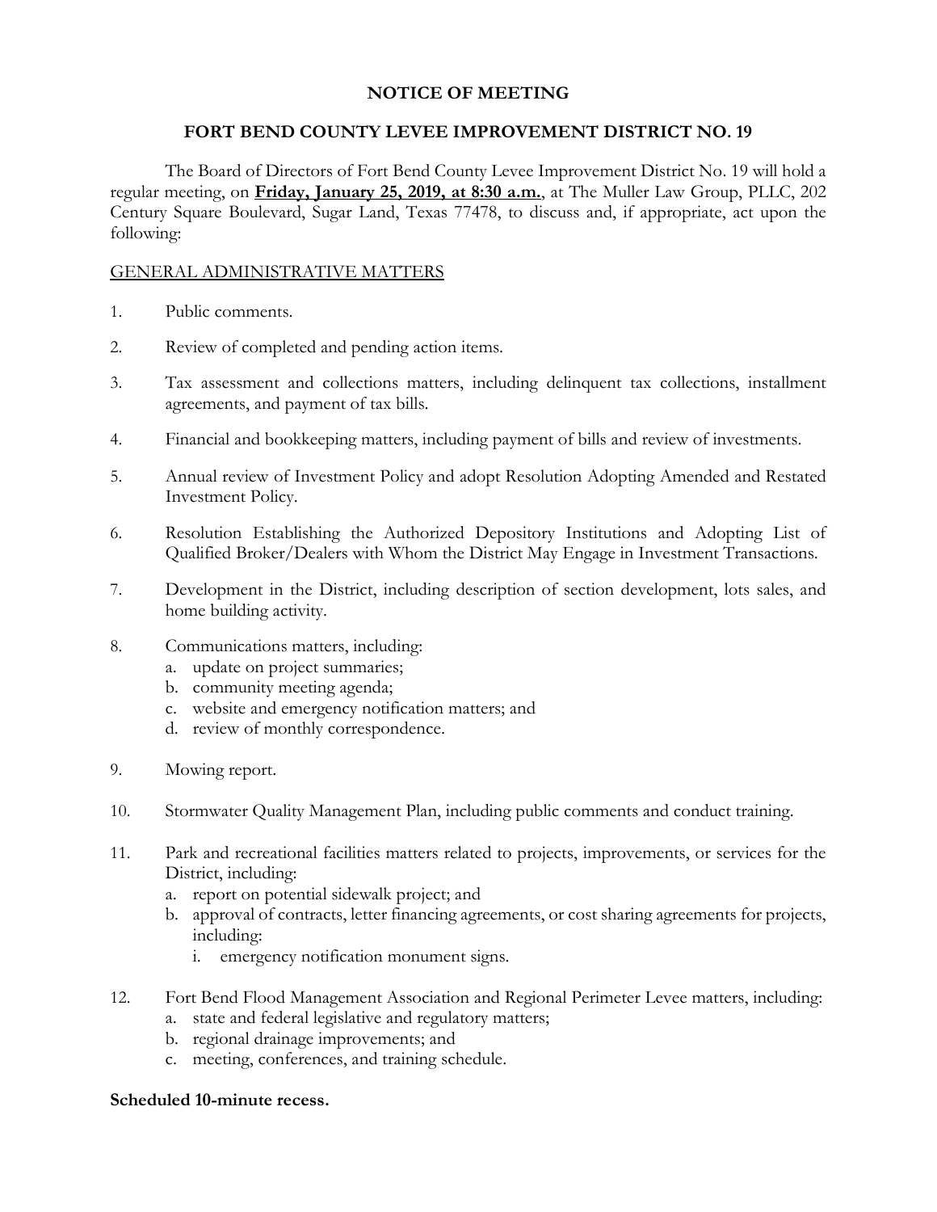# NOTICE OF MEETING

## FORT BEND COUNTY LEVEE IMPROVEMENT DISTRICT NO. 19

The Board of Directors of Fort Bend County Levee Improvement District No. 19 will hold a regular meeting, on **Friday, January 25, 2019, at 8:30 a.m.**, at The Muller Law Group, PLLC, 202 Century Square Boulevard, Sugar Land, Texas 77478, to discuss and, if appropriate, act upon the following:

### GENERAL ADMINISTRATIVE MATTERS

1. Public comments.

2. Review of completed and pending action items.

3. Tax assessment and collections matters, including delinquent tax collections, installment agreements, and payment of tax bills.

4. Financial and bookkeeping matters, including payment of bills and review of investments.

5. Annual review of Investment Policy and adopt Resolution Adopting Amended and Restated Investment Policy.

6. Resolution Establishing the Authorized Depository Institutions and Adopting List of Qualified Broker/Dealers with Whom the District May Engage in Investment Transactions.

7. Development in the District, including description of section development, lots sales, and home building activity.

8. Communications matters, including:
   a. update on project summaries;
   b. community meeting agenda;
   c. website and emergency notification matters; and
   d. review of monthly correspondence.

9. Mowing report.

10. Stormwater Quality Management Plan, including public comments and conduct training.

11. Park and recreational facilities matters related to projects, improvements, or services for the District, including:
    a. report on potential sidewalk project; and
    b. approval of contracts, letter financing agreements, or cost sharing agreements for projects, including:
       i. emergency notification monument signs.

12. Fort Bend Flood Management Association and Regional Perimeter Levee matters, including:
    a. state and federal legislative and regulatory matters;
    b. regional drainage improvements; and
    c. meeting, conferences, and training schedule.

**Scheduled 10-minute recess.**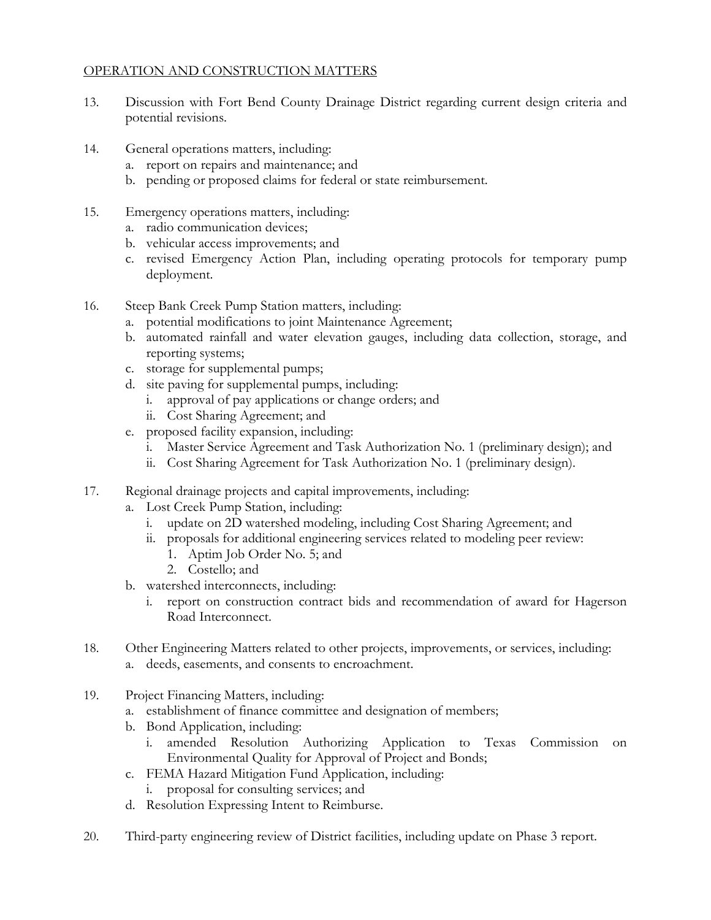OPERATION AND CONSTRUCTION MATTERS

13. Discussion with Fort Bend County Drainage District regarding current design criteria and potential revisions.

14. General operations matters, including:
    a. report on repairs and maintenance; and
    b. pending or proposed claims for federal or state reimbursement.

15. Emergency operations matters, including:
    a. radio communication devices;
    b. vehicular access improvements; and
    c. revised Emergency Action Plan, including operating protocols for temporary pump deployment.

16. Steep Bank Creek Pump Station matters, including:
    a. potential modifications to joint Maintenance Agreement;
    b. automated rainfall and water elevation gauges, including data collection, storage, and reporting systems;
    c. storage for supplemental pumps;
    d. site paving for supplemental pumps, including:
       i. approval of pay applications or change orders; and
       ii. Cost Sharing Agreement; and
    e. proposed facility expansion, including:
       i. Master Service Agreement and Task Authorization No. 1 (preliminary design); and
       ii. Cost Sharing Agreement for Task Authorization No. 1 (preliminary design).

17. Regional drainage projects and capital improvements, including:
    a. Lost Creek Pump Station, including:
       i. update on 2D watershed modeling, including Cost Sharing Agreement; and
       ii. proposals for additional engineering services related to modeling peer review:
          1. Aptim Job Order No. 5; and
          2. Costello; and
    b. watershed interconnects, including:
       i. report on construction contract bids and recommendation of award for Hagerson Road Interconnect.

18. Other Engineering Matters related to other projects, improvements, or services, including:
    a. deeds, easements, and consents to encroachment.

19. Project Financing Matters, including:
    a. establishment of finance committee and designation of members;
    b. Bond Application, including:
       i. amended Resolution Authorizing Application to Texas Commission on Environmental Quality for Approval of Project and Bonds;
    c. FEMA Hazard Mitigation Fund Application, including:
       i. proposal for consulting services; and
    d. Resolution Expressing Intent to Reimburse.

20. Third-party engineering review of District facilities, including update on Phase 3 report.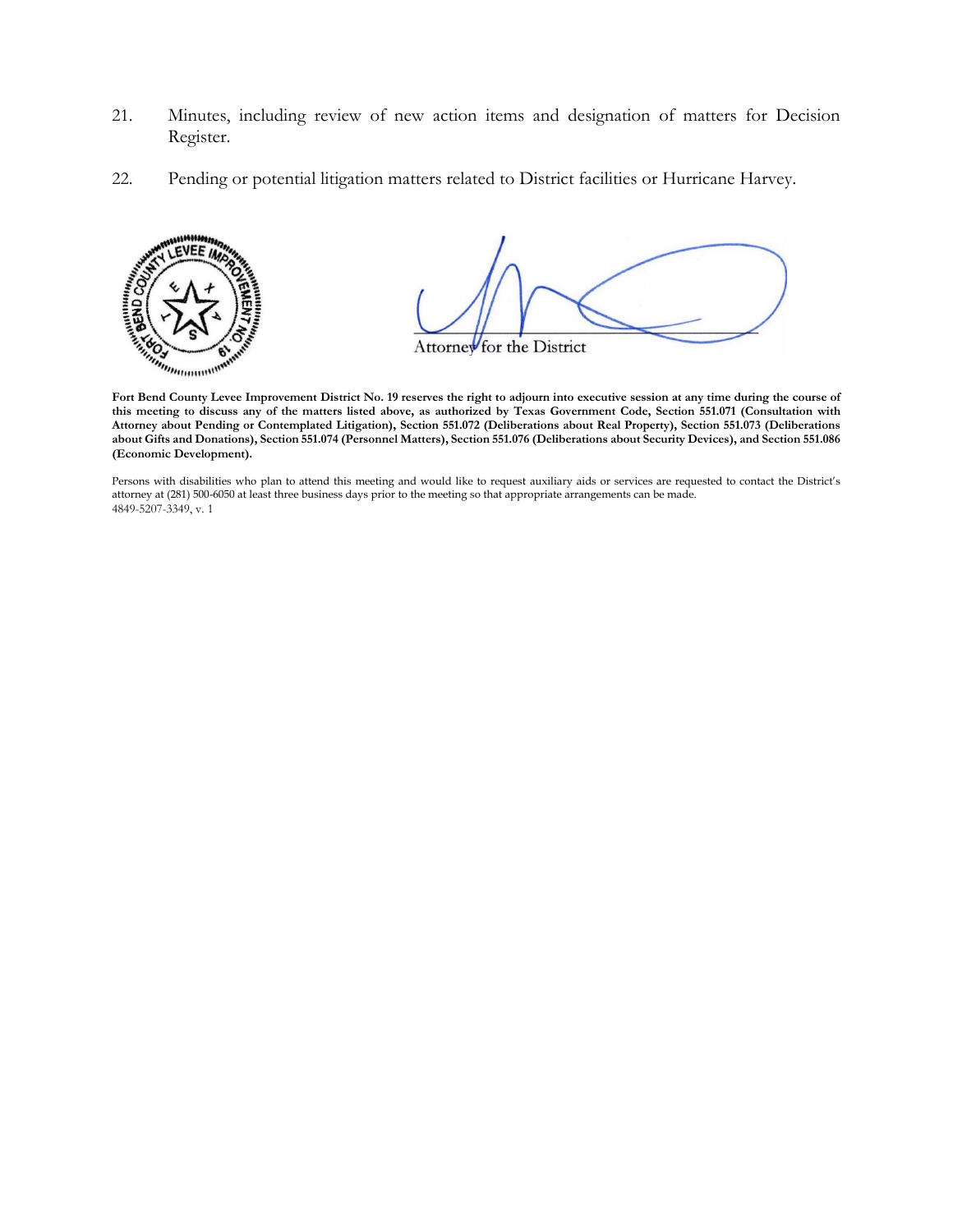21. Minutes, including review of new action items and designation of matters for Decision Register.

22. Pending or potential litigation matters related to District facilities or Hurricane Harvey.

Attorney for the District

**Fort Bend County Levee Improvement District No. 19 reserves the right to adjourn into executive session at any time during the course of this meeting to discuss any of the matters listed above, as authorized by Texas Government Code, Section 551.071 (Consultation with Attorney about Pending or Contemplated Litigation), Section 551.072 (Deliberations about Real Property), Section 551.073 (Deliberations about Gifts and Donations), Section 551.074 (Personnel Matters), Section 551.076 (Deliberations about Security Devices), and Section 551.086 (Economic Development).**

Persons with disabilities who plan to attend this meeting and would like to request auxiliary aids or services are requested to contact the District's attorney at (281) 500-6050 at least three business days prior to the meeting so that appropriate arrangements can be made.

4849-5207-3349, v. 1